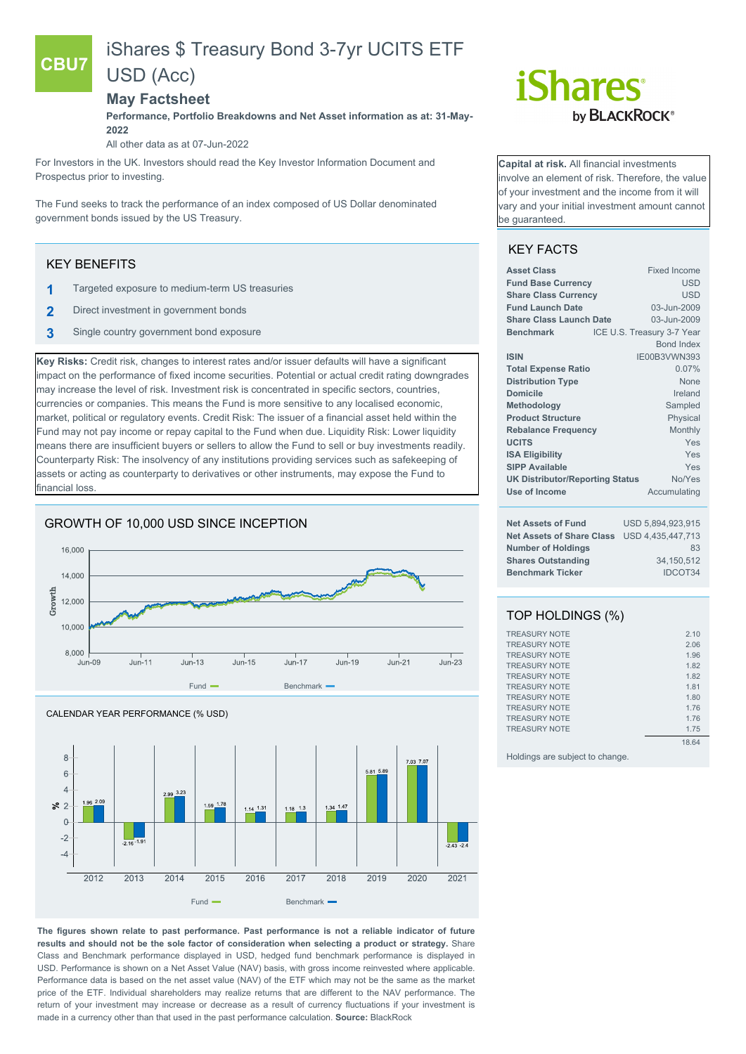# CBU7

# iShares $ Treasury Bond 3-7yr UCITS ETF USD (Acc)

## May Factsheet

**Performance, Portfolio Breakdowns and Net Asset information as at: 31-May-2022**

All other data as at 07-Jun-2022

For Investors in the UK. Investors should read the Key Investor Information Document and Prospectus prior to investing.

The Fund seeks to track the performance of an index composed of US Dollar denominated government bonds issued by the US Treasury.

**Capital at risk.** All financial investments involve an element of risk. Therefore, the value of your investment and the income from it will vary and your initial investment amount cannot be guaranteed.

## KEY BENEFITS

1. Targeted exposure to medium-term US treasuries
2. Direct investment in government bonds
3. Single country government bond exposure

**Key Risks:** Credit risk, changes to interest rates and/or issuer defaults will have a significant impact on the performance of fixed income securities. Potential or actual credit rating downgrades may increase the level of risk. Investment risk is concentrated in specific sectors, countries, currencies or companies. This means the Fund is more sensitive to any localised economic, market, political or regulatory events. Credit Risk: The issuer of a financial asset held within the Fund may not pay income or repay capital to the Fund when due. Liquidity Risk: Lower liquidity means there are insufficient buyers or sellers to allow the Fund to sell or buy investments readily. Counterparty Risk: The insolvency of any institutions providing services such as safekeeping of assets or acting as counterparty to derivatives or other instruments, may expose the Fund to financial loss.

## GROWTH OF 10,000 USD SINCE INCEPTION

Fund / Benchmark

## CALENDAR YEAR PERFORMANCE (% USD)

| | 2012 | 2013 | 2014 | 2015 | 2016 | 2017 | 2018 | 2019 | 2020 | 2021 |
|---|---|---|---|---|---|---|---|---|---|---|
| Fund | 1.96 | -2.16 | 2.99 | 1.59 | 1.14 | 1.18 | 1.34 | 5.81 | 7.03 | -2.43 |
| Benchmark | 2.09 | -1.91 | 3.23 | 1.78 | 1.31 | 1.3 | 1.47 | 5.89 | 7.07 | -2.4 |

**The figures shown relate to past performance. Past performance is not a reliable indicator of future results and should not be the sole factor of consideration when selecting a product or strategy.** Share Class and Benchmark performance displayed in USD, hedged fund benchmark performance is displayed in USD. Performance is shown on a Net Asset Value (NAV) basis, with gross income reinvested where applicable. Performance data is based on the net asset value (NAV) of the ETF which may not be the same as the market price of the ETF. Individual shareholders may realize returns that are different to the NAV performance. The return of your investment may increase or decrease as a result of currency fluctuations if your investment is made in a currency other than that used in the past performance calculation. **Source:** BlackRock

## KEY FACTS

| | |
|---|---|
| **Asset Class** | Fixed Income |
| **Fund Base Currency** | USD |
| **Share Class Currency** | USD |
| **Fund Launch Date** | 03-Jun-2009 |
| **Share Class Launch Date** | 03-Jun-2009 |
| **Benchmark** | ICE U.S. Treasury 3-7 Year Bond Index |
| **ISIN** | IE00B3VWN393 |
| **Total Expense Ratio** | 0.07% |
| **Distribution Type** | None |
| **Domicile** | Ireland |
| **Methodology** | Sampled |
| **Product Structure** | Physical |
| **Rebalance Frequency** | Monthly |
| **UCITS** | Yes |
| **ISA Eligibility** | Yes |
| **SIPP Available** | Yes |
| **UK Distributor/Reporting Status** | No/Yes |
| **Use of Income** | Accumulating |

| | |
|---|---|
| **Net Assets of Fund** | USD 5,894,923,915 |
| **Net Assets of Share Class** | USD 4,435,447,713 |
| **Number of Holdings** | 83 |
| **Shares Outstanding** | 34,150,512 |
| **Benchmark Ticker** | IDCOT34 |

## TOP HOLDINGS (%)

| | |
|---|---|
| TREASURY NOTE | 2.10 |
| TREASURY NOTE | 2.06 |
| TREASURY NOTE | 1.96 |
| TREASURY NOTE | 1.82 |
| TREASURY NOTE | 1.82 |
| TREASURY NOTE | 1.81 |
| TREASURY NOTE | 1.80 |
| TREASURY NOTE | 1.76 |
| TREASURY NOTE | 1.76 |
| TREASURY NOTE | 1.75 |
| | 18.64 |

Holdings are subject to change.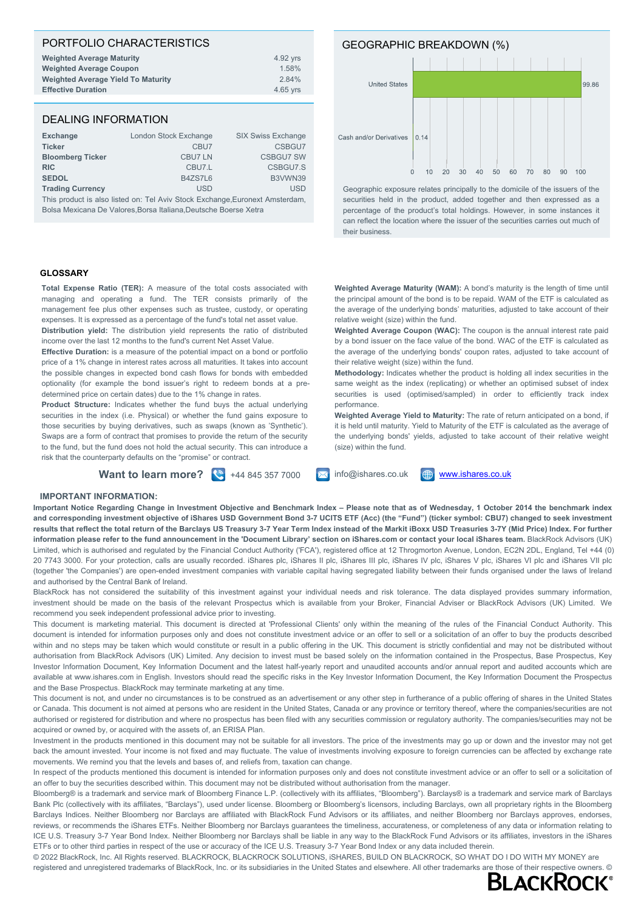## PORTFOLIO CHARACTERISTICS

| | |
|---|---|
| **Weighted Average Maturity** | 4.92 yrs |
| **Weighted Average Coupon** | 1.58% |
| **Weighted Average Yield To Maturity** | 2.84% |
| **Effective Duration** | 4.65 yrs |

## DEALING INFORMATION

| | | |
|---|---|---|
| **Exchange** | London Stock Exchange | SIX Swiss Exchange |
| **Ticker** | CBU7 | CSBGU7 |
| **Bloomberg Ticker** | CBU7 LN | CSBGU7 SW |
| **RIC** | CBU7.L | CSBGU7.S |
| **SEDOL** | B4ZS7L6 | B3VWN39 |
| **Trading Currency** | USD | USD |

This product is also listed on: Tel Aviv Stock Exchange,Euronext Amsterdam, Bolsa Mexicana De Valores,Borsa Italiana,Deutsche Boerse Xetra

## GEOGRAPHIC BREAKDOWN (%)

| Region | % |
|---|---|
| United States | 99.86 |
| Cash and/or Derivatives | 0.14 |

Geographic exposure relates principally to the domicile of the issuers of the securities held in the product, added together and then expressed as a percentage of the product's total holdings. However, in some instances it can reflect the location where the issuer of the securities carries out much of their business.

## GLOSSARY

**Total Expense Ratio (TER):** A measure of the total costs associated with managing and operating a fund. The TER consists primarily of the management fee plus other expenses such as trustee, custody, or operating expenses. It is expressed as a percentage of the fund's total net asset value.

**Distribution yield:** The distribution yield represents the ratio of distributed income over the last 12 months to the fund's current Net Asset Value.

**Effective Duration:** is a measure of the potential impact on a bond or portfolio price of a 1% change in interest rates across all maturities. It takes into account the possible changes in expected bond cash flows for bonds with embedded optionality (for example the bond issuer's right to redeem bonds at a pre-determined price on certain dates) due to the 1% change in rates.

**Product Structure:** Indicates whether the fund buys the actual underlying securities in the index (i.e. Physical) or whether the fund gains exposure to those securities by buying derivatives, such as swaps (known as 'Synthetic'). Swaps are a form of contract that promises to provide the return of the security to the fund, but the fund does not hold the actual security. This can introduce a risk that the counterparty defaults on the "promise" or contract.

**Weighted Average Maturity (WAM):** A bond's maturity is the length of time until the principal amount of the bond is to be repaid. WAM of the ETF is calculated as the average of the underlying bonds' maturities, adjusted to take account of their relative weight (size) within the fund.

**Weighted Average Coupon (WAC):** The coupon is the annual interest rate paid by a bond issuer on the face value of the bond. WAC of the ETF is calculated as the average of the underlying bonds' coupon rates, adjusted to take account of their relative weight (size) within the fund.

**Methodology:** Indicates whether the product is holding all index securities in the same weight as the index (replicating) or whether an optimised subset of index securities is used (optimised/sampled) in order to efficiently track index performance.

**Weighted Average Yield to Maturity:** The rate of return anticipated on a bond, if it is held until maturity. Yield to Maturity of the ETF is calculated as the average of the underlying bonds' yields, adjusted to take account of their relative weight (size) within the fund.

**Want to learn more?** +44 845 357 7000 | info@ishares.co.uk | www.ishares.co.uk

### IMPORTANT INFORMATION:

**Important Notice Regarding Change in Investment Objective and Benchmark Index – Please note that as of Wednesday, 1 October 2014 the benchmark index and corresponding investment objective of iShares USD Government Bond 3-7 UCITS ETF (Acc) (the "Fund") (ticker symbol: CBU7) changed to seek investment results that reflect the total return of the Barclays US Treasury 3-7 Year Term Index instead of the Markit iBoxx USD Treasuries 3-7Y (Mid Price) Index. For further information please refer to the fund announcement in the 'Document Library' section on iShares.com or contact your local iShares team.** BlackRock Advisors (UK) Limited, which is authorised and regulated by the Financial Conduct Authority ('FCA'), registered office at 12 Throgmorton Avenue, London, EC2N 2DL, England, Tel +44 (0) 20 7743 3000. For your protection, calls are usually recorded. iShares plc, iShares II plc, iShares III plc, iShares IV plc, iShares V plc, iShares VI plc and iShares VII plc (together 'the Companies') are open-ended investment companies with variable capital having segregated liability between their funds organised under the laws of Ireland and authorised by the Central Bank of Ireland.

BlackRock has not considered the suitability of this investment against your individual needs and risk tolerance. The data displayed provides summary information, investment should be made on the basis of the relevant Prospectus which is available from your Broker, Financial Adviser or BlackRock Advisors (UK) Limited. We recommend you seek independent professional advice prior to investing.

This document is marketing material. This document is directed at 'Professional Clients' only within the meaning of the rules of the Financial Conduct Authority. This document is intended for information purposes only and does not constitute investment advice or an offer to sell or a solicitation of an offer to buy the products described within and no steps may be taken which would constitute or result in a public offering in the UK. This document is strictly confidential and may not be distributed without authorisation from BlackRock Advisors (UK) Limited. Any decision to invest must be based solely on the information contained in the Prospectus, Base Prospectus, Key Investor Information Document, Key Information Document and the latest half-yearly report and unaudited accounts and/or annual report and audited accounts which are available at www.ishares.com in English. Investors should read the specific risks in the Key Investor Information Document, the Key Information Document the Prospectus and the Base Prospectus. BlackRock may terminate marketing at any time.

This document is not, and under no circumstances is to be construed as an advertisement or any other step in furtherance of a public offering of shares in the United States or Canada. This document is not aimed at persons who are resident in the United States, Canada or any province or territory thereof, where the companies/securities are not authorised or registered for distribution and where no prospectus has been filed with any securities commission or regulatory authority. The companies/securities may not be acquired or owned by, or acquired with the assets of, an ERISA Plan.

Investment in the products mentioned in this document may not be suitable for all investors. The price of the investments may go up or down and the investor may not get back the amount invested. Your income is not fixed and may fluctuate. The value of investments involving exposure to foreign currencies can be affected by exchange rate movements. We remind you that the levels and bases of, and reliefs from, taxation can change.

In respect of the products mentioned this document is intended for information purposes only and does not constitute investment advice or an offer to sell or a solicitation of an offer to buy the securities described within. This document may not be distributed without authorisation from the manager.

Bloomberg® is a trademark and service mark of Bloomberg Finance L.P. (collectively with its affiliates, "Bloomberg"). Barclays® is a trademark and service mark of Barclays Bank Plc (collectively with its affiliates, "Barclays"), used under license. Bloomberg or Bloomberg's licensors, including Barclays, own all proprietary rights in the Bloomberg Barclays Indices. Neither Bloomberg nor Barclays are affiliated with BlackRock Fund Advisors or its affiliates, and neither Bloomberg nor Barclays approves, endorses, reviews, or recommends the iShares ETFs. Neither Bloomberg nor Barclays guarantees the timeliness, accurateness, or completeness of any data or information relating to ICE U.S. Treasury 3-7 Year Bond Index. Neither Bloomberg nor Barclays shall be liable in any way to the BlackRock Fund Advisors or its affiliates, investors in the iShares ETFs or to other third parties in respect of the use or accuracy of the ICE U.S. Treasury 3-7 Year Bond Index or any data included therein.

© 2022 BlackRock, Inc. All Rights reserved. BLACKROCK, BLACKROCK SOLUTIONS, iSHARES, BUILD ON BLACKROCK, SO WHAT DO I DO WITH MY MONEY are registered and unregistered trademarks of BlackRock, Inc. or its subsidiaries in the United States and elsewhere. All other trademarks are those of their respective owners. ©

BLACKROCK®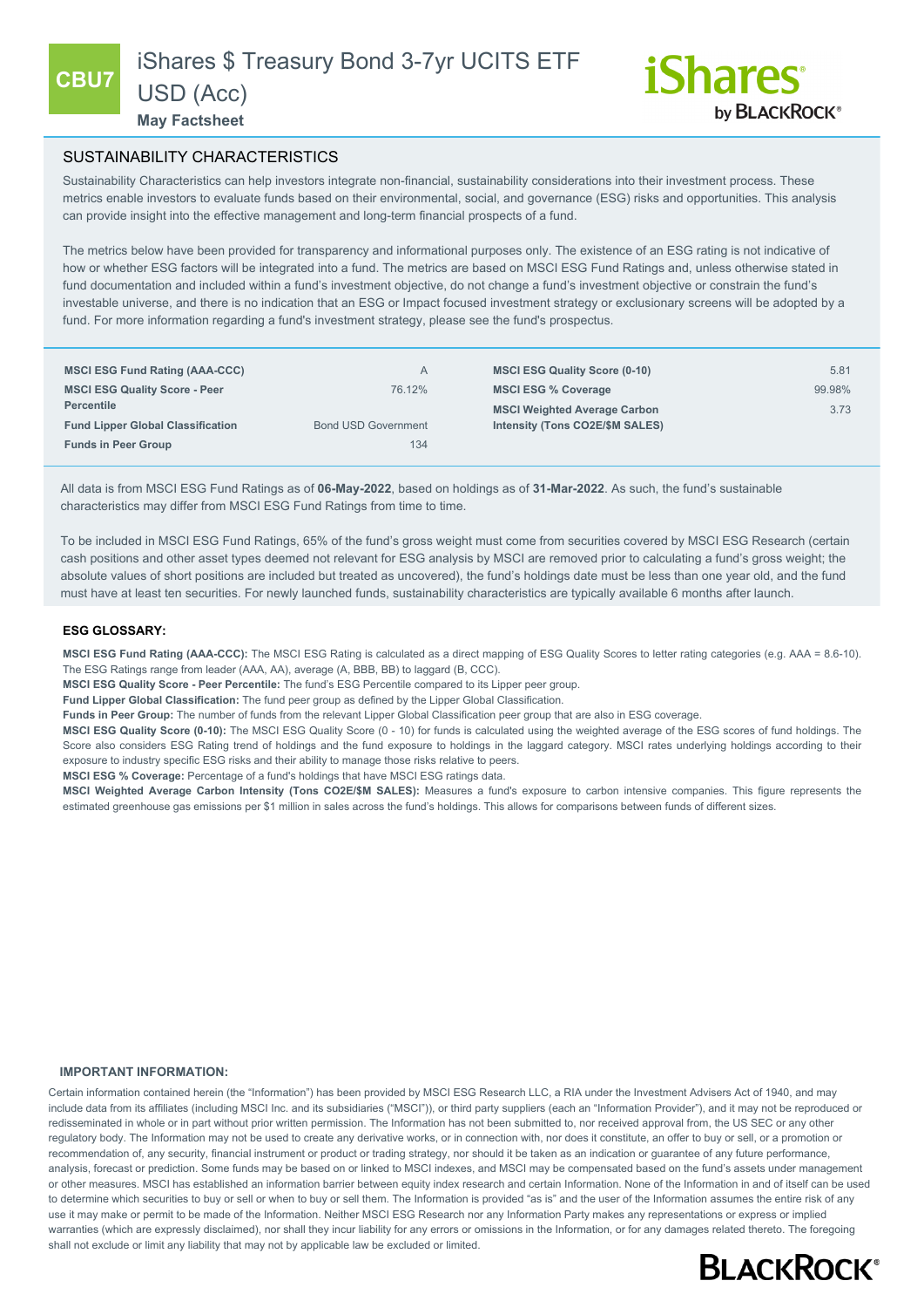# iShares $ Treasury Bond 3-7yr UCITS ETF USD (Acc)

**May Factsheet**

## SUSTAINABILITY CHARACTERISTICS

Sustainability Characteristics can help investors integrate non-financial, sustainability considerations into their investment process. These metrics enable investors to evaluate funds based on their environmental, social, and governance (ESG) risks and opportunities. This analysis can provide insight into the effective management and long-term financial prospects of a fund.

The metrics below have been provided for transparency and informational purposes only. The existence of an ESG rating is not indicative of how or whether ESG factors will be integrated into a fund. The metrics are based on MSCI ESG Fund Ratings and, unless otherwise stated in fund documentation and included within a fund's investment objective, do not change a fund's investment objective or constrain the fund's investable universe, and there is no indication that an ESG or Impact focused investment strategy or exclusionary screens will be adopted by a fund. For more information regarding a fund's investment strategy, please see the fund's prospectus.

| | | | |
|---|---|---|---|
| **MSCI ESG Fund Rating (AAA-CCC)** | A | **MSCI ESG Quality Score (0-10)** | 5.81 |
| **MSCI ESG Quality Score - Peer Percentile** | 76.12% | **MSCI ESG % Coverage** | 99.98% |
| **Fund Lipper Global Classification** | Bond USD Government | **MSCI Weighted Average Carbon Intensity (Tons CO2E/$M SALES)** | 3.73 |
| **Funds in Peer Group** | 134 | | |

All data is from MSCI ESG Fund Ratings as of **06-May-2022**, based on holdings as of **31-Mar-2022**. As such, the fund's sustainable characteristics may differ from MSCI ESG Fund Ratings from time to time.

To be included in MSCI ESG Fund Ratings, 65% of the fund's gross weight must come from securities covered by MSCI ESG Research (certain cash positions and other asset types deemed not relevant for ESG analysis by MSCI are removed prior to calculating a fund's gross weight; the absolute values of short positions are included but treated as uncovered), the fund's holdings date must be less than one year old, and the fund must have at least ten securities. For newly launched funds, sustainability characteristics are typically available 6 months after launch.

### ESG GLOSSARY:

**MSCI ESG Fund Rating (AAA-CCC):** The MSCI ESG Rating is calculated as a direct mapping of ESG Quality Scores to letter rating categories (e.g. AAA = 8.6-10). The ESG Ratings range from leader (AAA, AA), average (A, BBB, BB) to laggard (B, CCC).

**MSCI ESG Quality Score - Peer Percentile:** The fund's ESG Percentile compared to its Lipper peer group.

**Fund Lipper Global Classification:** The fund peer group as defined by the Lipper Global Classification.

**Funds in Peer Group:** The number of funds from the relevant Lipper Global Classification peer group that are also in ESG coverage.

**MSCI ESG Quality Score (0-10):** The MSCI ESG Quality Score (0 - 10) for funds is calculated using the weighted average of the ESG scores of fund holdings. The Score also considers ESG Rating trend of holdings and the fund exposure to holdings in the laggard category. MSCI rates underlying holdings according to their exposure to industry specific ESG risks and their ability to manage those risks relative to peers.

**MSCI ESG % Coverage:** Percentage of a fund's holdings that have MSCI ESG ratings data.

**MSCI Weighted Average Carbon Intensity (Tons CO2E/$M SALES):** Measures a fund's exposure to carbon intensive companies. This figure represents the estimated greenhouse gas emissions per $1 million in sales across the fund's holdings. This allows for comparisons between funds of different sizes.

### IMPORTANT INFORMATION:

Certain information contained herein (the "Information") has been provided by MSCI ESG Research LLC, a RIA under the Investment Advisers Act of 1940, and may include data from its affiliates (including MSCI Inc. and its subsidiaries ("MSCI")), or third party suppliers (each an "Information Provider"), and it may not be reproduced or redisseminated in whole or in part without prior written permission. The Information has not been submitted to, nor received approval from, the US SEC or any other regulatory body. The Information may not be used to create any derivative works, or in connection with, nor does it constitute, an offer to buy or sell, or a promotion or recommendation of, any security, financial instrument or product or trading strategy, nor should it be taken as an indication or guarantee of any future performance, analysis, forecast or prediction. Some funds may be based on or linked to MSCI indexes, and MSCI may be compensated based on the fund's assets under management or other measures. MSCI has established an information barrier between equity index research and certain Information. None of the Information in and of itself can be used to determine which securities to buy or sell or when to buy or sell them. The Information is provided "as is" and the user of the Information assumes the entire risk of any use it may make or permit to be made of the Information. Neither MSCI ESG Research nor any Information Party makes any representations or express or implied warranties (which are expressly disclaimed), nor shall they incur liability for any errors or omissions in the Information, or for any damages related thereto. The foregoing shall not exclude or limit any liability that may not by applicable law be excluded or limited.